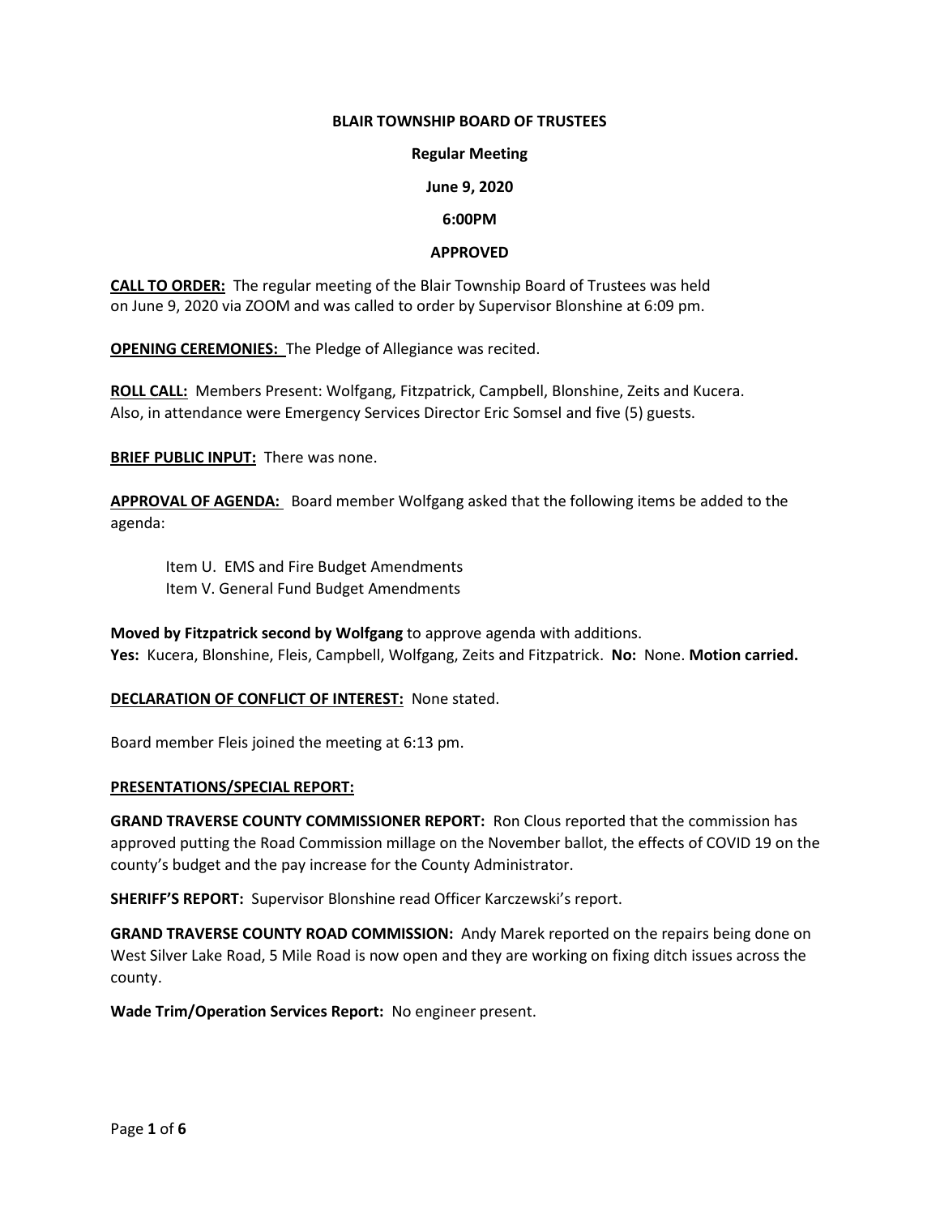**BLAIR TOWNSHIP BOARD OF TRUSTEES**

**Regular Meeting**

**June 9, 2020**

**6:00PM**

**APPROVED**

**CALL TO ORDER:** The regular meeting of the Blair Township Board of Trustees was held on June 9, 2020 via ZOOM and was called to order by Supervisor Blonshine at 6:09 pm.

**OPENING CEREMONIES:** The Pledge of Allegiance was recited.

**ROLL CALL:** Members Present: Wolfgang, Fitzpatrick, Campbell, Blonshine, Zeits and Kucera. Also, in attendance were Emergency Services Director Eric Somsel and five (5) guests.

**BRIEF PUBLIC INPUT:** There was none.

**APPROVAL OF AGENDA:** Board member Wolfgang asked that the following items be added to the agenda:

Item U. EMS and Fire Budget Amendments
Item V. General Fund Budget Amendments

**Moved by Fitzpatrick second by Wolfgang** to approve agenda with additions.
**Yes:** Kucera, Blonshine, Fleis, Campbell, Wolfgang, Zeits and Fitzpatrick. **No:** None. **Motion carried.**

**DECLARATION OF CONFLICT OF INTEREST:** None stated.

Board member Fleis joined the meeting at 6:13 pm.

**PRESENTATIONS/SPECIAL REPORT:**

**GRAND TRAVERSE COUNTY COMMISSIONER REPORT:** Ron Clous reported that the commission has approved putting the Road Commission millage on the November ballot, the effects of COVID 19 on the county's budget and the pay increase for the County Administrator.

**SHERIFF'S REPORT:** Supervisor Blonshine read Officer Karczewski's report.

**GRAND TRAVERSE COUNTY ROAD COMMISSION:** Andy Marek reported on the repairs being done on West Silver Lake Road, 5 Mile Road is now open and they are working on fixing ditch issues across the county.

**Wade Trim/Operation Services Report:** No engineer present.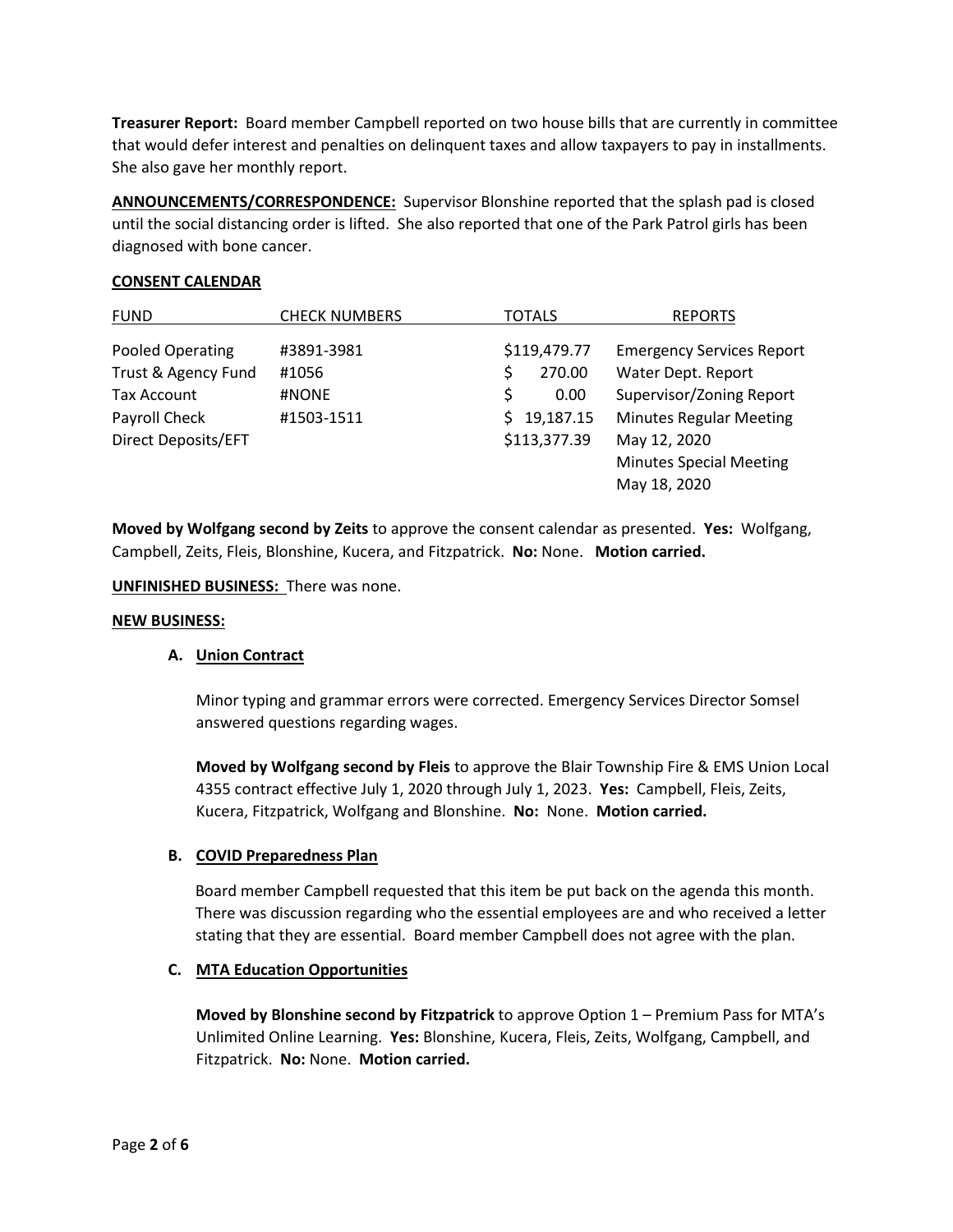**Treasurer Report:** Board member Campbell reported on two house bills that are currently in committee that would defer interest and penalties on delinquent taxes and allow taxpayers to pay in installments. She also gave her monthly report.

**ANNOUNCEMENTS/CORRESPONDENCE:** Supervisor Blonshine reported that the splash pad is closed until the social distancing order is lifted. She also reported that one of the Park Patrol girls has been diagnosed with bone cancer.

**CONSENT CALENDAR**

| FUND | CHECK NUMBERS | TOTALS | REPORTS |
|---|---|---|---|
| Pooled Operating | #3891-3981 | $119,479.77 | Emergency Services Report |
| Trust & Agency Fund | #1056 | $ 270.00 | Water Dept. Report |
| Tax Account | #NONE | $ 0.00 | Supervisor/Zoning Report |
| Payroll Check | #1503-1511 | $ 19,187.15 | Minutes Regular Meeting |
| Direct Deposits/EFT | | $113,377.39 | May 12, 2020 |
| | | | Minutes Special Meeting |
| | | | May 18, 2020 |

**Moved by Wolfgang second by Zeits** to approve the consent calendar as presented. **Yes:** Wolfgang, Campbell, Zeits, Fleis, Blonshine, Kucera, and Fitzpatrick. **No:** None. **Motion carried.**

**UNFINISHED BUSINESS:** There was none.

**NEW BUSINESS:**

**A. Union Contract**

Minor typing and grammar errors were corrected. Emergency Services Director Somsel answered questions regarding wages.

**Moved by Wolfgang second by Fleis** to approve the Blair Township Fire & EMS Union Local 4355 contract effective July 1, 2020 through July 1, 2023. **Yes:** Campbell, Fleis, Zeits, Kucera, Fitzpatrick, Wolfgang and Blonshine. **No:** None. **Motion carried.**

**B. COVID Preparedness Plan**

Board member Campbell requested that this item be put back on the agenda this month. There was discussion regarding who the essential employees are and who received a letter stating that they are essential. Board member Campbell does not agree with the plan.

**C. MTA Education Opportunities**

**Moved by Blonshine second by Fitzpatrick** to approve Option 1 – Premium Pass for MTA's Unlimited Online Learning. **Yes:** Blonshine, Kucera, Fleis, Zeits, Wolfgang, Campbell, and Fitzpatrick. **No:** None. **Motion carried.**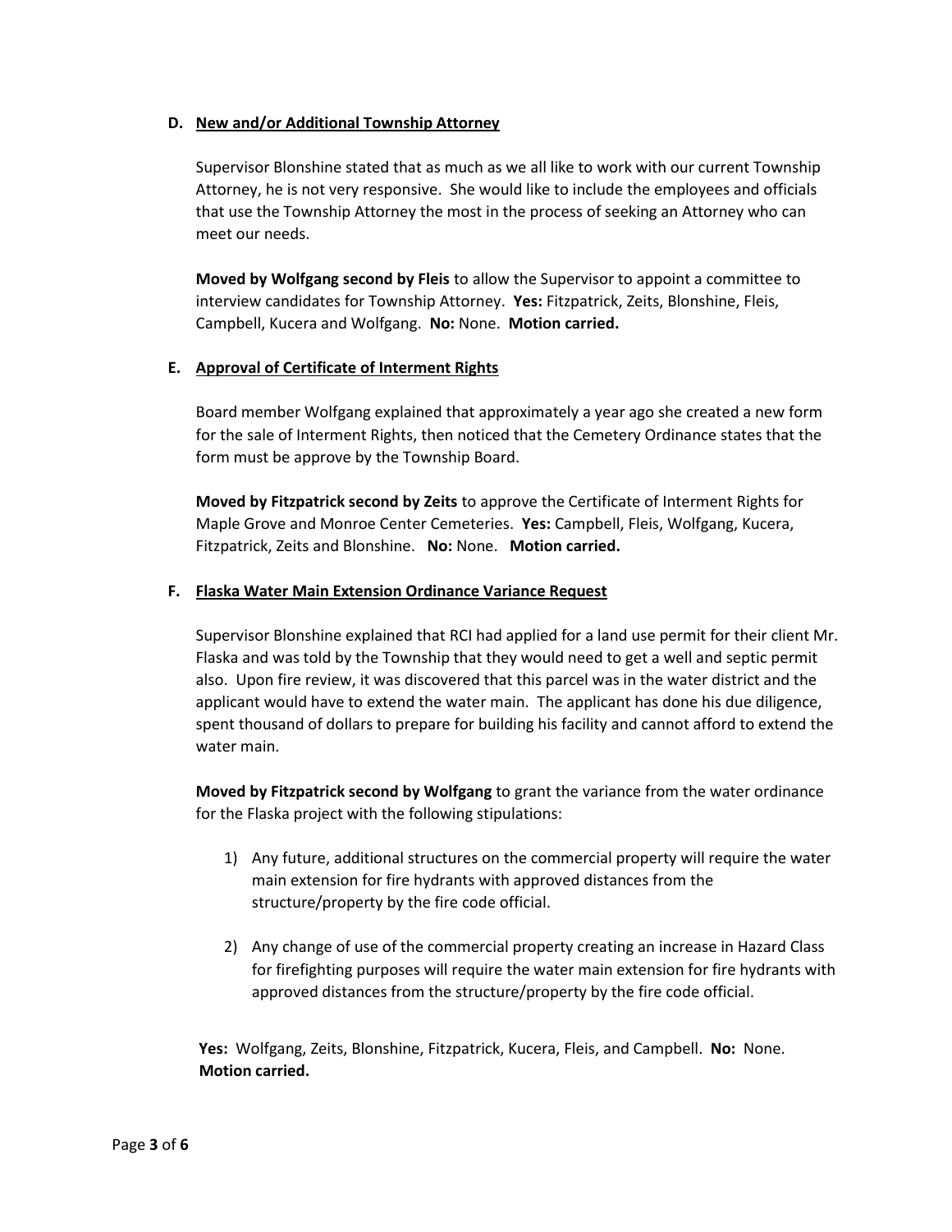### D. New and/or Additional Township Attorney

Supervisor Blonshine stated that as much as we all like to work with our current Township Attorney, he is not very responsive. She would like to include the employees and officials that use the Township Attorney the most in the process of seeking an Attorney who can meet our needs.

**Moved by Wolfgang second by Fleis** to allow the Supervisor to appoint a committee to interview candidates for Township Attorney. **Yes:** Fitzpatrick, Zeits, Blonshine, Fleis, Campbell, Kucera and Wolfgang. **No:** None. **Motion carried.**

### E. Approval of Certificate of Interment Rights

Board member Wolfgang explained that approximately a year ago she created a new form for the sale of Interment Rights, then noticed that the Cemetery Ordinance states that the form must be approve by the Township Board.

**Moved by Fitzpatrick second by Zeits** to approve the Certificate of Interment Rights for Maple Grove and Monroe Center Cemeteries. **Yes:** Campbell, Fleis, Wolfgang, Kucera, Fitzpatrick, Zeits and Blonshine. **No:** None. **Motion carried.**

### F. Flaska Water Main Extension Ordinance Variance Request

Supervisor Blonshine explained that RCI had applied for a land use permit for their client Mr. Flaska and was told by the Township that they would need to get a well and septic permit also. Upon fire review, it was discovered that this parcel was in the water district and the applicant would have to extend the water main. The applicant has done his due diligence, spent thousand of dollars to prepare for building his facility and cannot afford to extend the water main.

**Moved by Fitzpatrick second by Wolfgang** to grant the variance from the water ordinance for the Flaska project with the following stipulations:

1) Any future, additional structures on the commercial property will require the water main extension for fire hydrants with approved distances from the structure/property by the fire code official.

2) Any change of use of the commercial property creating an increase in Hazard Class for firefighting purposes will require the water main extension for fire hydrants with approved distances from the structure/property by the fire code official.

**Yes:** Wolfgang, Zeits, Blonshine, Fitzpatrick, Kucera, Fleis, and Campbell. **No:** None. **Motion carried.**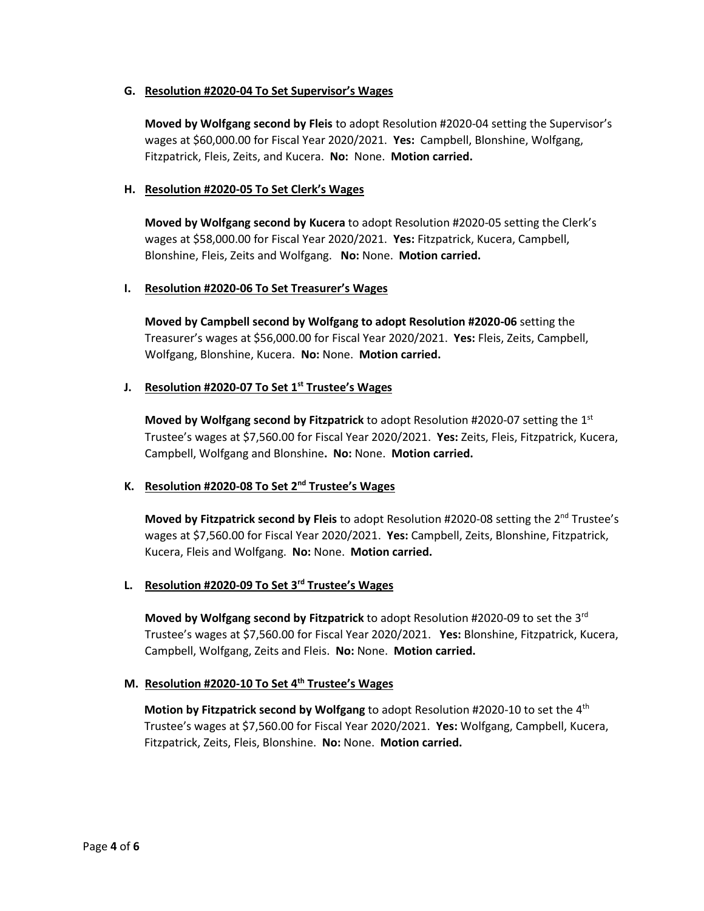**G. Resolution #2020-04 To Set Supervisor's Wages**

**Moved by Wolfgang second by Fleis** to adopt Resolution #2020-04 setting the Supervisor's wages at $60,000.00 for Fiscal Year 2020/2021. **Yes:** Campbell, Blonshine, Wolfgang, Fitzpatrick, Fleis, Zeits, and Kucera. **No:** None. **Motion carried.**

**H. Resolution #2020-05 To Set Clerk's Wages**

**Moved by Wolfgang second by Kucera** to adopt Resolution #2020-05 setting the Clerk's wages at $58,000.00 for Fiscal Year 2020/2021. **Yes:** Fitzpatrick, Kucera, Campbell, Blonshine, Fleis, Zeits and Wolfgang. **No:** None. **Motion carried.**

**I. Resolution #2020-06 To Set Treasurer's Wages**

**Moved by Campbell second by Wolfgang to adopt Resolution #2020-06** setting the Treasurer's wages at $56,000.00 for Fiscal Year 2020/2021. **Yes:** Fleis, Zeits, Campbell, Wolfgang, Blonshine, Kucera. **No:** None. **Motion carried.**

**J. Resolution #2020-07 To Set 1st Trustee's Wages**

**Moved by Wolfgang second by Fitzpatrick** to adopt Resolution #2020-07 setting the 1st Trustee's wages at $7,560.00 for Fiscal Year 2020/2021. **Yes:** Zeits, Fleis, Fitzpatrick, Kucera, Campbell, Wolfgang and Blonshine**.** **No:** None. **Motion carried.**

**K. Resolution #2020-08 To Set 2nd Trustee's Wages**

**Moved by Fitzpatrick second by Fleis** to adopt Resolution #2020-08 setting the 2nd Trustee's wages at $7,560.00 for Fiscal Year 2020/2021. **Yes:** Campbell, Zeits, Blonshine, Fitzpatrick, Kucera, Fleis and Wolfgang. **No:** None. **Motion carried.**

**L. Resolution #2020-09 To Set 3rd Trustee's Wages**

**Moved by Wolfgang second by Fitzpatrick** to adopt Resolution #2020-09 to set the 3rd Trustee's wages at $7,560.00 for Fiscal Year 2020/2021. **Yes:** Blonshine, Fitzpatrick, Kucera, Campbell, Wolfgang, Zeits and Fleis. **No:** None. **Motion carried.**

**M. Resolution #2020-10 To Set 4th Trustee's Wages**

**Motion by Fitzpatrick second by Wolfgang** to adopt Resolution #2020-10 to set the 4th Trustee's wages at $7,560.00 for Fiscal Year 2020/2021. **Yes:** Wolfgang, Campbell, Kucera, Fitzpatrick, Zeits, Fleis, Blonshine. **No:** None. **Motion carried.**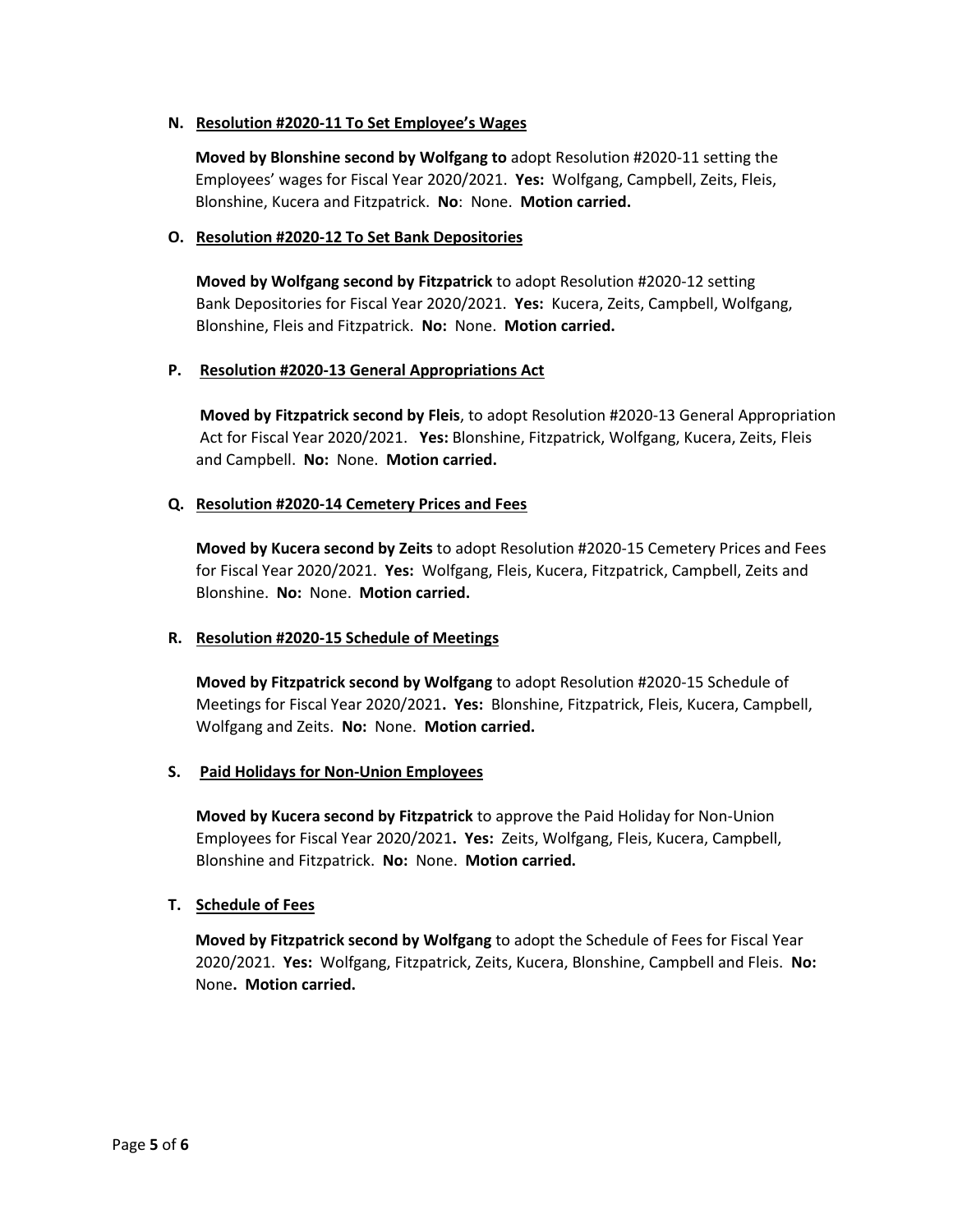**N. Resolution #2020-11 To Set Employee's Wages**

**Moved by Blonshine second by Wolfgang to** adopt Resolution #2020-11 setting the Employees' wages for Fiscal Year 2020/2021. **Yes:** Wolfgang, Campbell, Zeits, Fleis, Blonshine, Kucera and Fitzpatrick. **No**: None. **Motion carried.**

**O. Resolution #2020-12 To Set Bank Depositories**

**Moved by Wolfgang second by Fitzpatrick** to adopt Resolution #2020-12 setting Bank Depositories for Fiscal Year 2020/2021. **Yes:** Kucera, Zeits, Campbell, Wolfgang, Blonshine, Fleis and Fitzpatrick. **No:** None. **Motion carried.**

**P. Resolution #2020-13 General Appropriations Act**

**Moved by Fitzpatrick second by Fleis**, to adopt Resolution #2020-13 General Appropriation Act for Fiscal Year 2020/2021. **Yes:** Blonshine, Fitzpatrick, Wolfgang, Kucera, Zeits, Fleis and Campbell. **No:** None. **Motion carried.**

**Q. Resolution #2020-14 Cemetery Prices and Fees**

**Moved by Kucera second by Zeits** to adopt Resolution #2020-15 Cemetery Prices and Fees for Fiscal Year 2020/2021. **Yes:** Wolfgang, Fleis, Kucera, Fitzpatrick, Campbell, Zeits and Blonshine. **No:** None. **Motion carried.**

**R. Resolution #2020-15 Schedule of Meetings**

**Moved by Fitzpatrick second by Wolfgang** to adopt Resolution #2020-15 Schedule of Meetings for Fiscal Year 2020/2021**. Yes:** Blonshine, Fitzpatrick, Fleis, Kucera, Campbell, Wolfgang and Zeits. **No:** None. **Motion carried.**

**S. Paid Holidays for Non-Union Employees**

**Moved by Kucera second by Fitzpatrick** to approve the Paid Holiday for Non-Union Employees for Fiscal Year 2020/2021**. Yes:** Zeits, Wolfgang, Fleis, Kucera, Campbell, Blonshine and Fitzpatrick. **No:** None. **Motion carried.**

**T. Schedule of Fees**

**Moved by Fitzpatrick second by Wolfgang** to adopt the Schedule of Fees for Fiscal Year 2020/2021. **Yes:** Wolfgang, Fitzpatrick, Zeits, Kucera, Blonshine, Campbell and Fleis. **No:** None**. Motion carried.**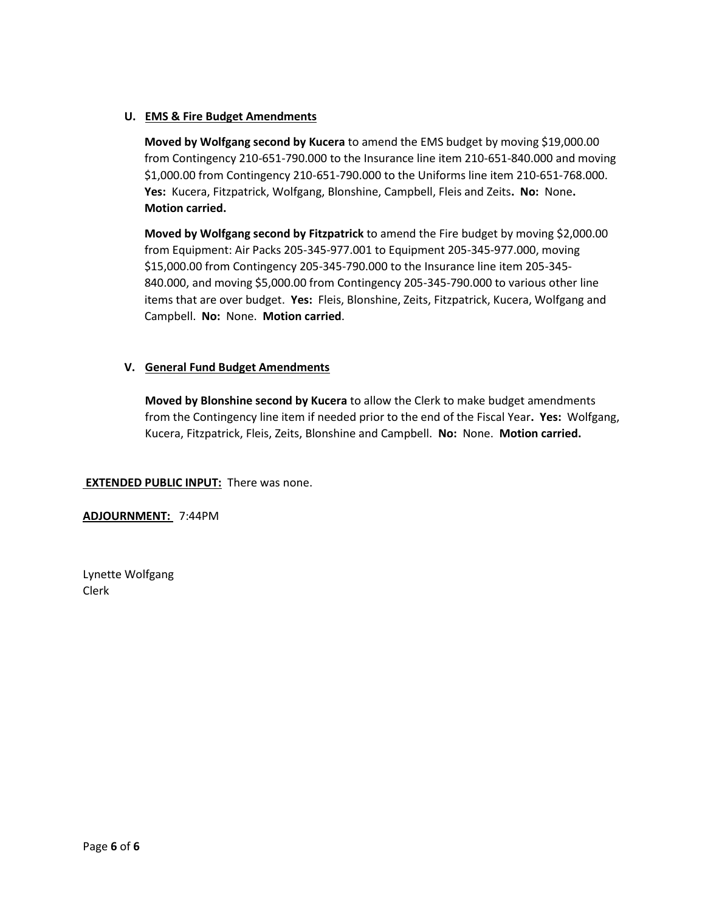**U. EMS & Fire Budget Amendments**

**Moved by Wolfgang second by Kucera** to amend the EMS budget by moving $19,000.00 from Contingency 210-651-790.000 to the Insurance line item 210-651-840.000 and moving $1,000.00 from Contingency 210-651-790.000 to the Uniforms line item 210-651-768.000. **Yes:** Kucera, Fitzpatrick, Wolfgang, Blonshine, Campbell, Fleis and Zeits**. No:** None**. Motion carried.**

**Moved by Wolfgang second by Fitzpatrick** to amend the Fire budget by moving $2,000.00 from Equipment: Air Packs 205-345-977.001 to Equipment 205-345-977.000, moving $15,000.00 from Contingency 205-345-790.000 to the Insurance line item 205-345-840.000, and moving $5,000.00 from Contingency 205-345-790.000 to various other line items that are over budget. **Yes:** Fleis, Blonshine, Zeits, Fitzpatrick, Kucera, Wolfgang and Campbell. **No:** None. **Motion carried**.

**V. General Fund Budget Amendments**

**Moved by Blonshine second by Kucera** to allow the Clerk to make budget amendments from the Contingency line item if needed prior to the end of the Fiscal Year**. Yes:** Wolfgang, Kucera, Fitzpatrick, Fleis, Zeits, Blonshine and Campbell. **No:** None. **Motion carried.**

**EXTENDED PUBLIC INPUT:** There was none.

**ADJOURNMENT:** 7:44PM

Lynette Wolfgang
Clerk